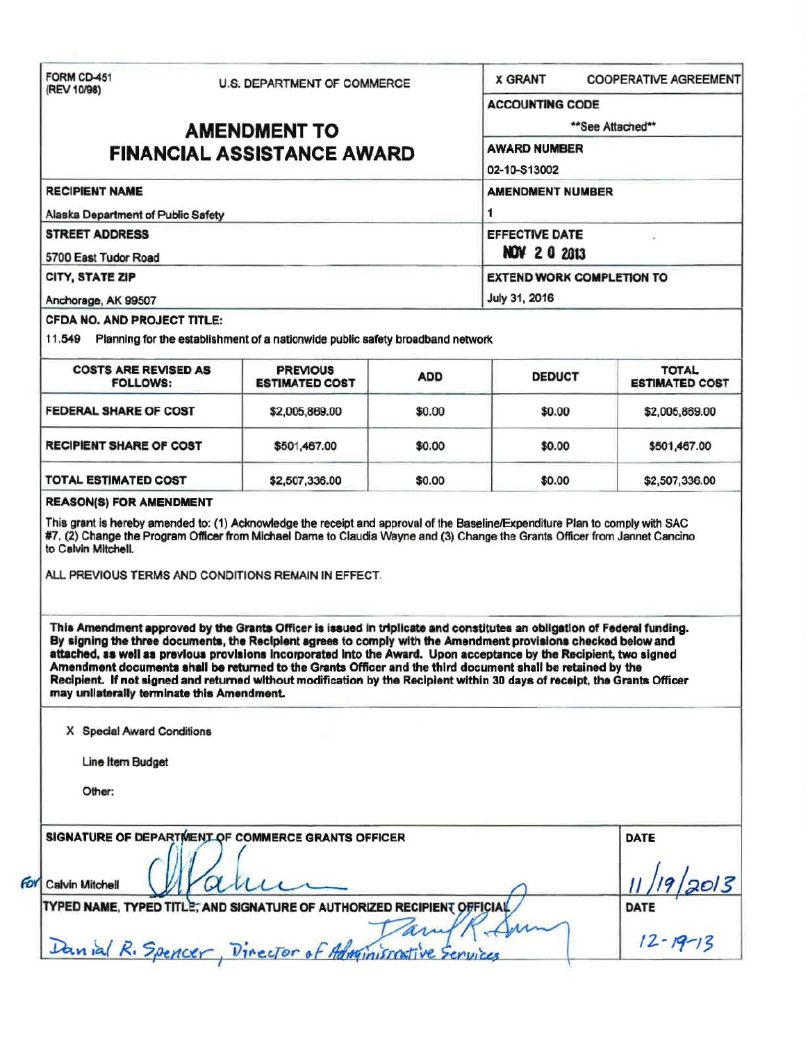FORM CD-451
(REV 10/98)

U.S. DEPARTMENT OF COMMERCE

# AMENDMENT TO FINANCIAL ASSISTANCE AWARD

X GRANT    COOPERATIVE AGREEMENT

**ACCOUNTING CODE**
**See Attached**

**AWARD NUMBER**
02-10-S13002

**RECIPIENT NAME**
Alaska Department of Public Safety

**AMENDMENT NUMBER**
1

**STREET ADDRESS**
5700 East Tudor Road

**EFFECTIVE DATE**
NOV 20 2013

**CITY, STATE ZIP**
Anchorage, AK 99507

**EXTEND WORK COMPLETION TO**
July 31, 2016

**CFDA NO. AND PROJECT TITLE:**

11.549 Planning for the establishment of a nationwide public safety broadband network

| COSTS ARE REVISED AS FOLLOWS: | PREVIOUS ESTIMATED COST | ADD | DEDUCT | TOTAL ESTIMATED COST |
|---|---|---|---|---|
| FEDERAL SHARE OF COST | $2,005,869.00 | $0.00 | $0.00 | $2,005,869.00 |
| RECIPIENT SHARE OF COST | $501,467.00 | $0.00 | $0.00 | $501,467.00 |
| TOTAL ESTIMATED COST | $2,507,336.00 | $0.00 | $0.00 | $2,507,336.00 |

**REASON(S) FOR AMENDMENT**

This grant is hereby amended to: (1) Acknowledge the receipt and approval of the Baseline/Expenditure Plan to comply with SAC #7, (2) Change the Program Officer from Michael Dame to Claudia Wayne and (3) Change the Grants Officer from Jannet Cancino to Calvin Mitchell.

ALL PREVIOUS TERMS AND CONDITIONS REMAIN IN EFFECT.

**This Amendment approved by the Grants Officer is issued in triplicate and constitutes an obligation of Federal funding. By signing the three documents, the Recipient agrees to comply with the Amendment provisions checked below and attached, as well as previous provisions incorporated into the Award. Upon acceptance by the Recipient, two signed Amendment documents shall be returned to the Grants Officer and the third document shall be retained by the Recipient. If not signed and returned without modification by the Recipient within 30 days of receipt, the Grants Officer may unilaterally terminate this Amendment.**

X Special Award Conditions

Line Item Budget

Other:

**SIGNATURE OF DEPARTMENT OF COMMERCE GRANTS OFFICER**

For Calvin Mitchell

**DATE**
11/19/2013

**TYPED NAME, TYPED TITLE, AND SIGNATURE OF AUTHORIZED RECIPIENT OFFICIAL**

Danial R. Spencer, Director of Administrative Services

**DATE**
12-19-13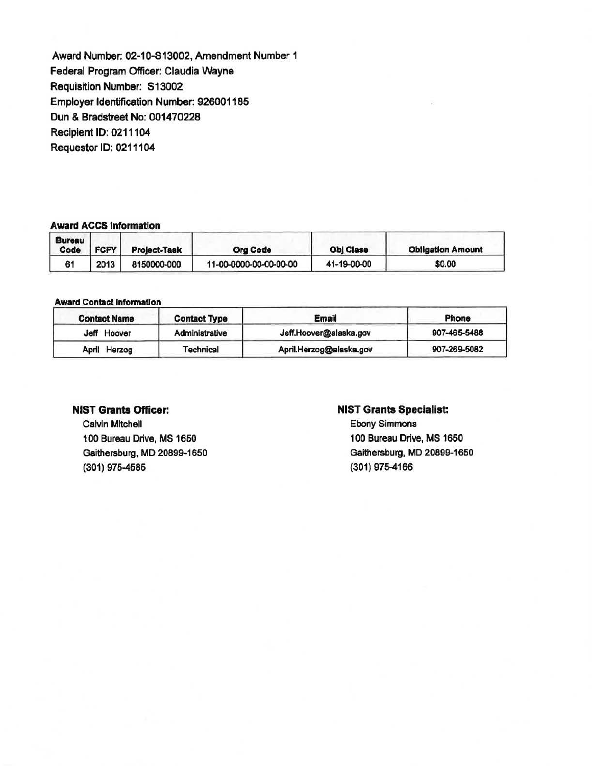Award Number: 02-10-S13002, Amendment Number 1
Federal Program Officer: Claudia Wayne
Requisition Number: S13002
Employer Identification Number: 926001185
Dun & Bradstreet No: 001470228
Recipient ID: 0211104
Requestor ID: 0211104

**Award ACCS Information**

| Bureau Code | FCFY | Project-Task | Org Code | Obj Class | Obligation Amount |
|---|---|---|---|---|---|
| 61 | 2013 | 8150000-000 | 11-00-0000-00-00-00-00 | 41-19-00-00 | $0.00 |

**Award Contact Information**

| Contact Name | Contact Type | Email | Phone |
|---|---|---|---|
| Jeff Hoover | Administrative | Jeff.Hoover@alaska.gov | 907-465-5488 |
| April Herzog | Technical | April.Herzog@alaska.gov | 907-269-5082 |

**NIST Grants Officer:**
Calvin Mitchell
100 Bureau Drive, MS 1650
Gaithersburg, MD 20899-1650
(301) 975-4585

**NIST Grants Specialist:**
Ebony Simmons
100 Bureau Drive, MS 1650
Gaithersburg, MD 20899-1650
(301) 975-4166